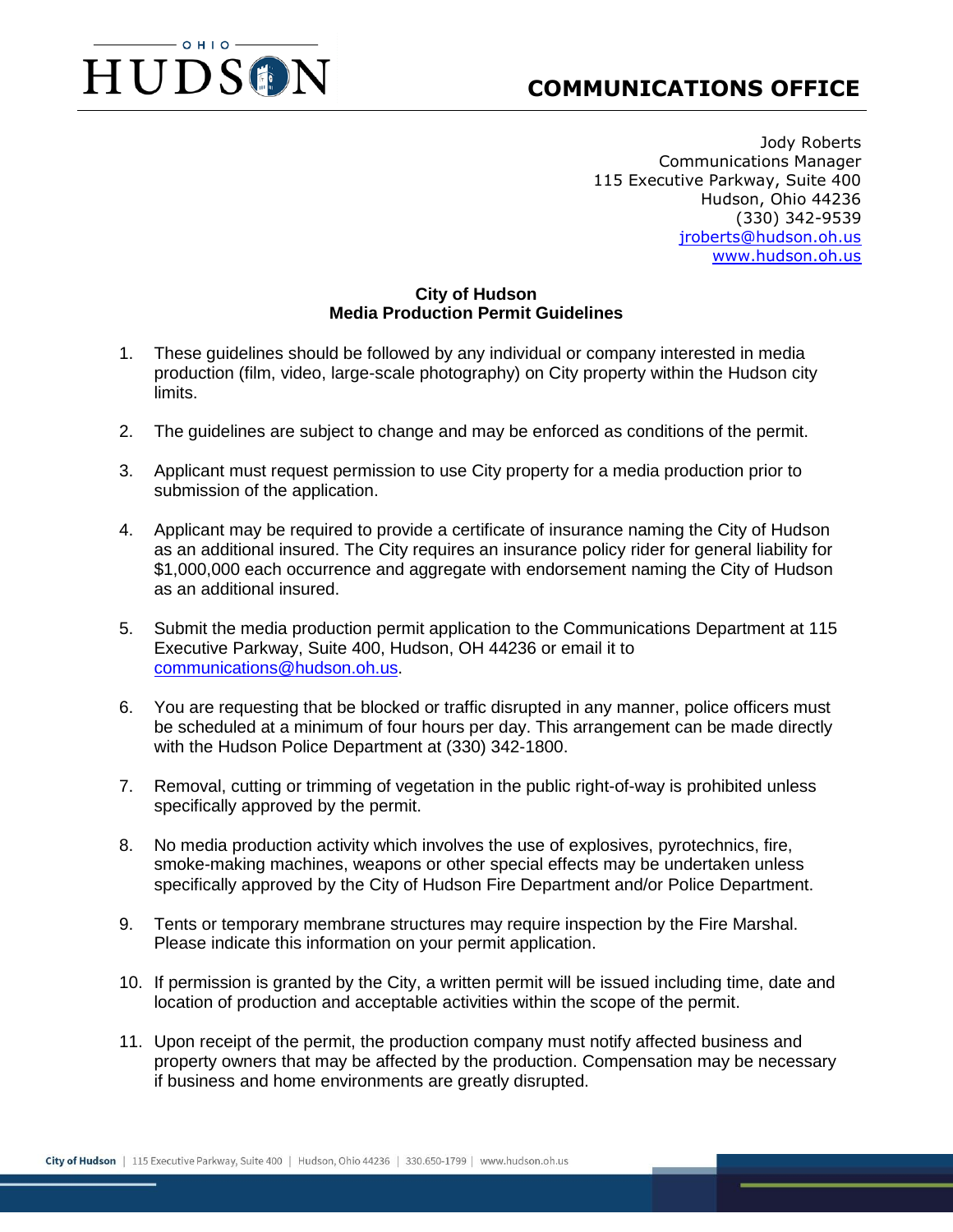# HUDSON OHIO

## COMMUNICATIONS OFFICE

Jody Roberts
Communications Manager
115 Executive Parkway, Suite 400
Hudson, Ohio 44236
(330) 342-9539
jroberts@hudson.oh.us
www.hudson.oh.us

**City of Hudson**
**Media Production Permit Guidelines**

1. These guidelines should be followed by any individual or company interested in media production (film, video, large-scale photography) on City property within the Hudson city limits.

2. The guidelines are subject to change and may be enforced as conditions of the permit.

3. Applicant must request permission to use City property for a media production prior to submission of the application.

4. Applicant may be required to provide a certificate of insurance naming the City of Hudson as an additional insured. The City requires an insurance policy rider for general liability for $1,000,000 each occurrence and aggregate with endorsement naming the City of Hudson as an additional insured.

5. Submit the media production permit application to the Communications Department at 115 Executive Parkway, Suite 400, Hudson, OH 44236 or email it to communications@hudson.oh.us.

6. You are requesting that be blocked or traffic disrupted in any manner, police officers must be scheduled at a minimum of four hours per day. This arrangement can be made directly with the Hudson Police Department at (330) 342-1800.

7. Removal, cutting or trimming of vegetation in the public right-of-way is prohibited unless specifically approved by the permit.

8. No media production activity which involves the use of explosives, pyrotechnics, fire, smoke-making machines, weapons or other special effects may be undertaken unless specifically approved by the City of Hudson Fire Department and/or Police Department.

9. Tents or temporary membrane structures may require inspection by the Fire Marshal. Please indicate this information on your permit application.

10. If permission is granted by the City, a written permit will be issued including time, date and location of production and acceptable activities within the scope of the permit.

11. Upon receipt of the permit, the production company must notify affected business and property owners that may be affected by the production. Compensation may be necessary if business and home environments are greatly disrupted.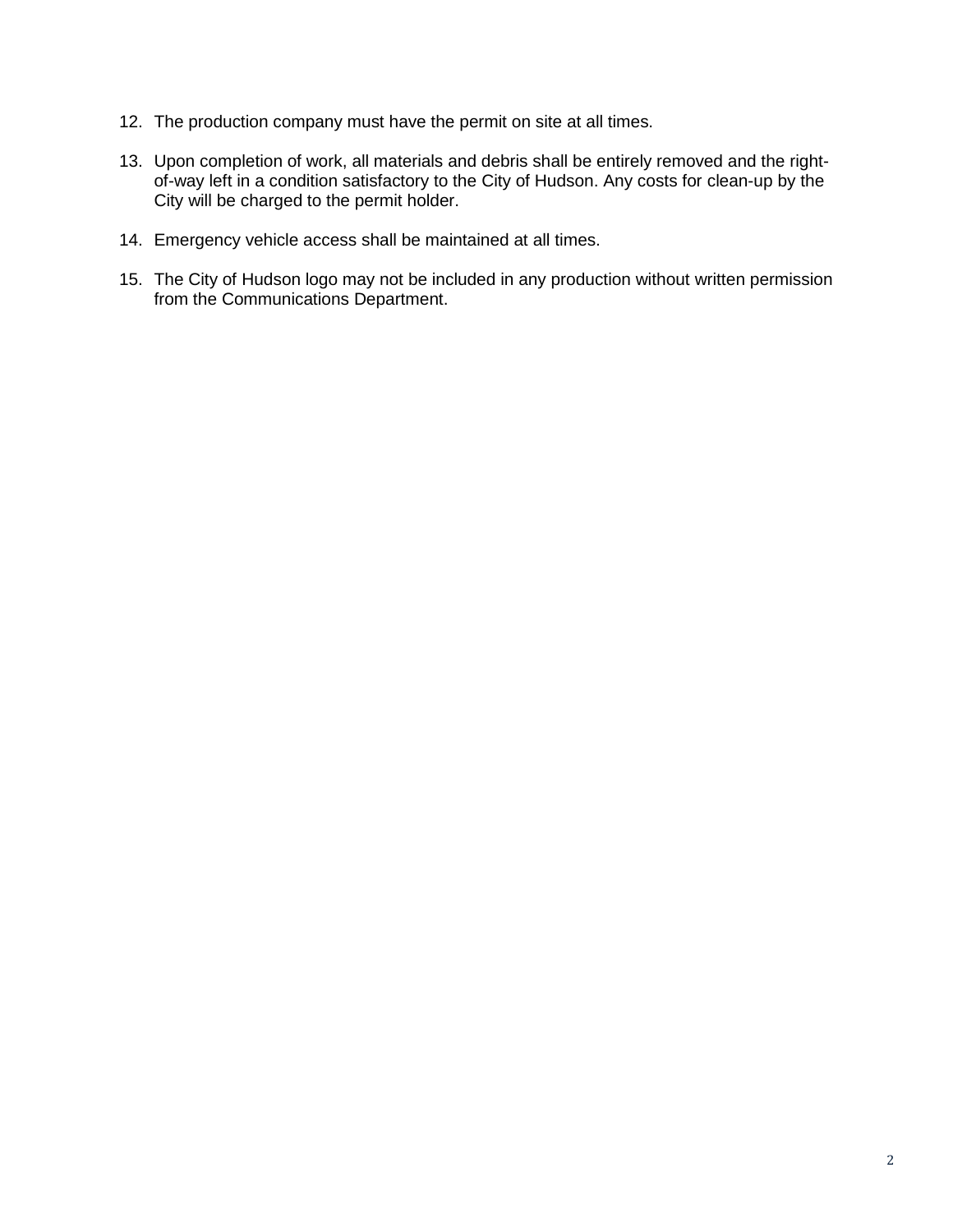12. The production company must have the permit on site at all times.

13. Upon completion of work, all materials and debris shall be entirely removed and the right-of-way left in a condition satisfactory to the City of Hudson. Any costs for clean-up by the City will be charged to the permit holder.

14. Emergency vehicle access shall be maintained at all times.

15. The City of Hudson logo may not be included in any production without written permission from the Communications Department.